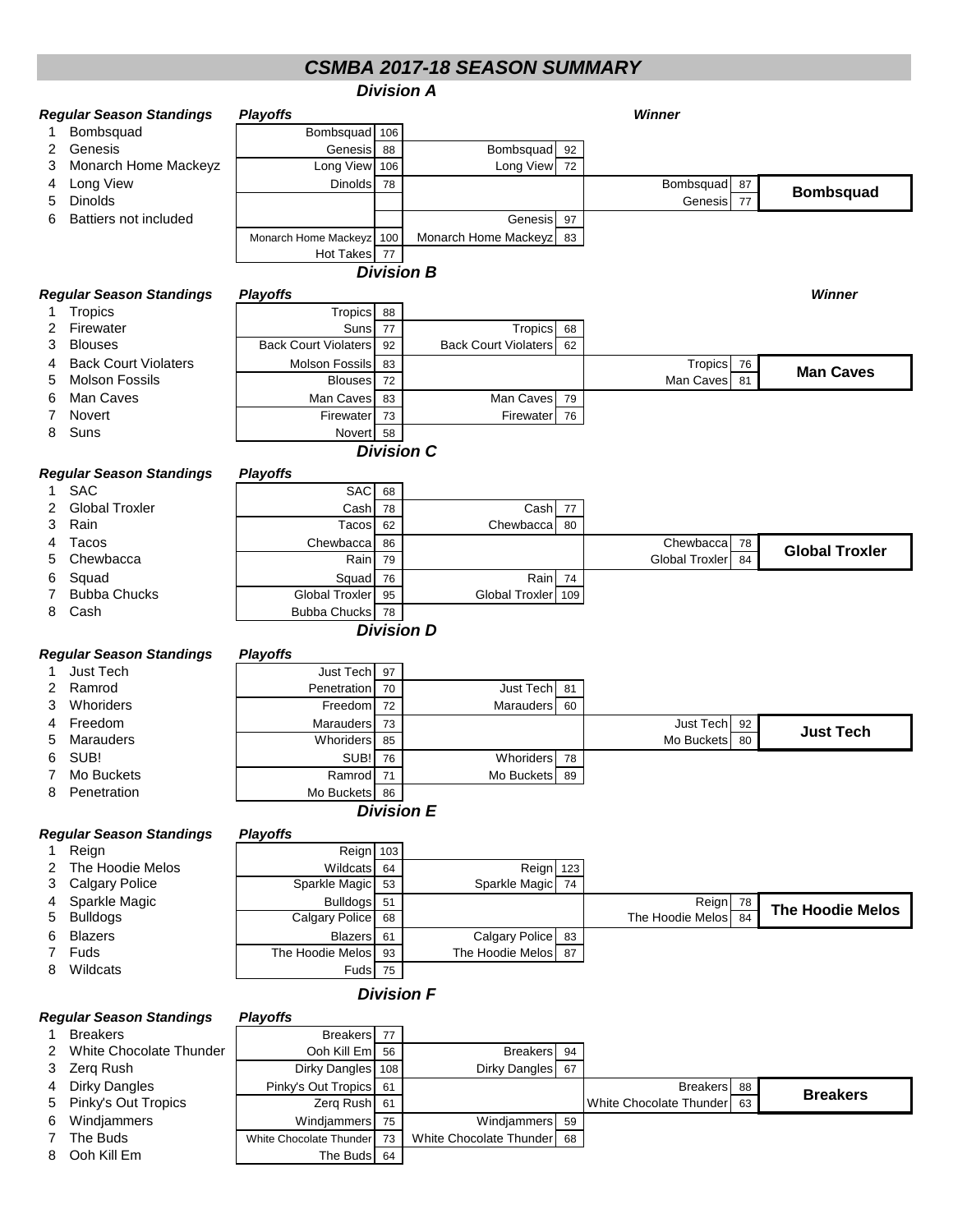# CSMBA 2017-18 SEASON SUMMARY

## Division A

**Regular Season Standings**

1. Bombsquad
2. Genesis
3. Monarch Home Mackeyz
4. Long View
5. Dinolds
6. Battiers not included

**Playoffs**

| Round 1 | Score | Semifinal | Score | Final | Score | Winner |
|---|---|---|---|---|---|---|
| Bombsquad | 106 | Bombsquad | 92 | Bombsquad | 87 | **Bombsquad** |
| Genesis | 88 | Long View | 72 | Genesis | 77 | |
| Long View | 106 | Genesis | 97 | | | |
| Dinolds | 78 | Monarch Home Mackeyz | 83 | | | |
| Monarch Home Mackeyz | 100 | | | | | |
| Hot Takes | 77 | | | | | |

## Division B

**Regular Season Standings**

1. Tropics
2. Firewater
3. Blouses
4. Back Court Violaters
5. Molson Fossils
6. Man Caves
7. Novert
8. Suns

**Playoffs**

| Round 1 | Score | Semifinal | Score | Final | Score | Winner |
|---|---|---|---|---|---|---|
| Tropics | 88 | Tropics | 68 | Tropics | 76 | **Man Caves** |
| Suns | 77 | Back Court Violaters | 62 | Man Caves | 81 | |
| Back Court Violaters | 92 | Man Caves | 79 | | | |
| Molson Fossils | 83 | Firewater | 76 | | | |
| Blouses | 72 | | | | | |
| Man Caves | 83 | | | | | |
| Firewater | 73 | | | | | |
| Novert | 58 | | | | | |

## Division C

**Regular Season Standings**

1. SAC
2. Global Troxler
3. Rain
4. Tacos
5. Chewbacca
6. Squad
7. Bubba Chucks
8. Cash

**Playoffs**

| Round 1 | Score | Semifinal | Score | Final | Score | Winner |
|---|---|---|---|---|---|---|
| SAC | 68 | Cash | 77 | Chewbacca | 78 | **Global Troxler** |
| Cash | 78 | Chewbacca | 80 | Global Troxler | 84 | |
| Tacos | 62 | Rain | 74 | | | |
| Chewbacca | 86 | Global Troxler | 109 | | | |
| Rain | 79 | | | | | |
| Squad | 76 | | | | | |
| Global Troxler | 95 | | | | | |
| Bubba Chucks | 78 | | | | | |

## Division D

**Regular Season Standings**

1. Just Tech
2. Ramrod
3. Whoriders
4. Freedom
5. Marauders
6. SUB!
7. Mo Buckets
8. Penetration

**Playoffs**

| Round 1 | Score | Semifinal | Score | Final | Score | Winner |
|---|---|---|---|---|---|---|
| Just Tech | 97 | Just Tech | 81 | Just Tech | 92 | **Just Tech** |
| Penetration | 70 | Marauders | 60 | Mo Buckets | 80 | |
| Freedom | 72 | Whoriders | 78 | | | |
| Marauders | 73 | Mo Buckets | 89 | | | |
| Whoriders | 85 | | | | | |
| SUB! | 76 | | | | | |
| Ramrod | 71 | | | | | |
| Mo Buckets | 86 | | | | | |

## Division E

**Regular Season Standings**

1. Reign
2. The Hoodie Melos
3. Calgary Police
4. Sparkle Magic
5. Bulldogs
6. Blazers
7. Fuds
8. Wildcats

**Playoffs**

| Round 1 | Score | Semifinal | Score | Final | Score | Winner |
|---|---|---|---|---|---|---|
| Reign | 103 | Reign | 123 | Reign | 78 | **The Hoodie Melos** |
| Wildcats | 64 | Sparkle Magic | 74 | The Hoodie Melos | 84 | |
| Sparkle Magic | 53 | Calgary Police | 83 | | | |
| Bulldogs | 51 | The Hoodie Melos | 87 | | | |
| Calgary Police | 68 | | | | | |
| Blazers | 61 | | | | | |
| The Hoodie Melos | 93 | | | | | |
| Fuds | 75 | | | | | |

## Division F

**Regular Season Standings**

1. Breakers
2. White Chocolate Thunder
3. Zerq Rush
4. Dirky Dangles
5. Pinky's Out Tropics
6. Windjammers
7. The Buds
8. Ooh Kill Em

**Playoffs**

| Round 1 | Score | Semifinal | Score | Final | Score | Winner |
|---|---|---|---|---|---|---|
| Breakers | 77 | Breakers | 94 | Breakers | 88 | **Breakers** |
| Ooh Kill Em | 56 | Dirky Dangles | 67 | White Chocolate Thunder | 63 | |
| Dirky Dangles | 108 | Windjammers | 59 | | | |
| Pinky's Out Tropics | 61 | White Chocolate Thunder | 68 | | | |
| Zerq Rush | 61 | | | | | |
| Windjammers | 75 | | | | | |
| White Chocolate Thunder | 73 | | | | | |
| The Buds | 64 | | | | | |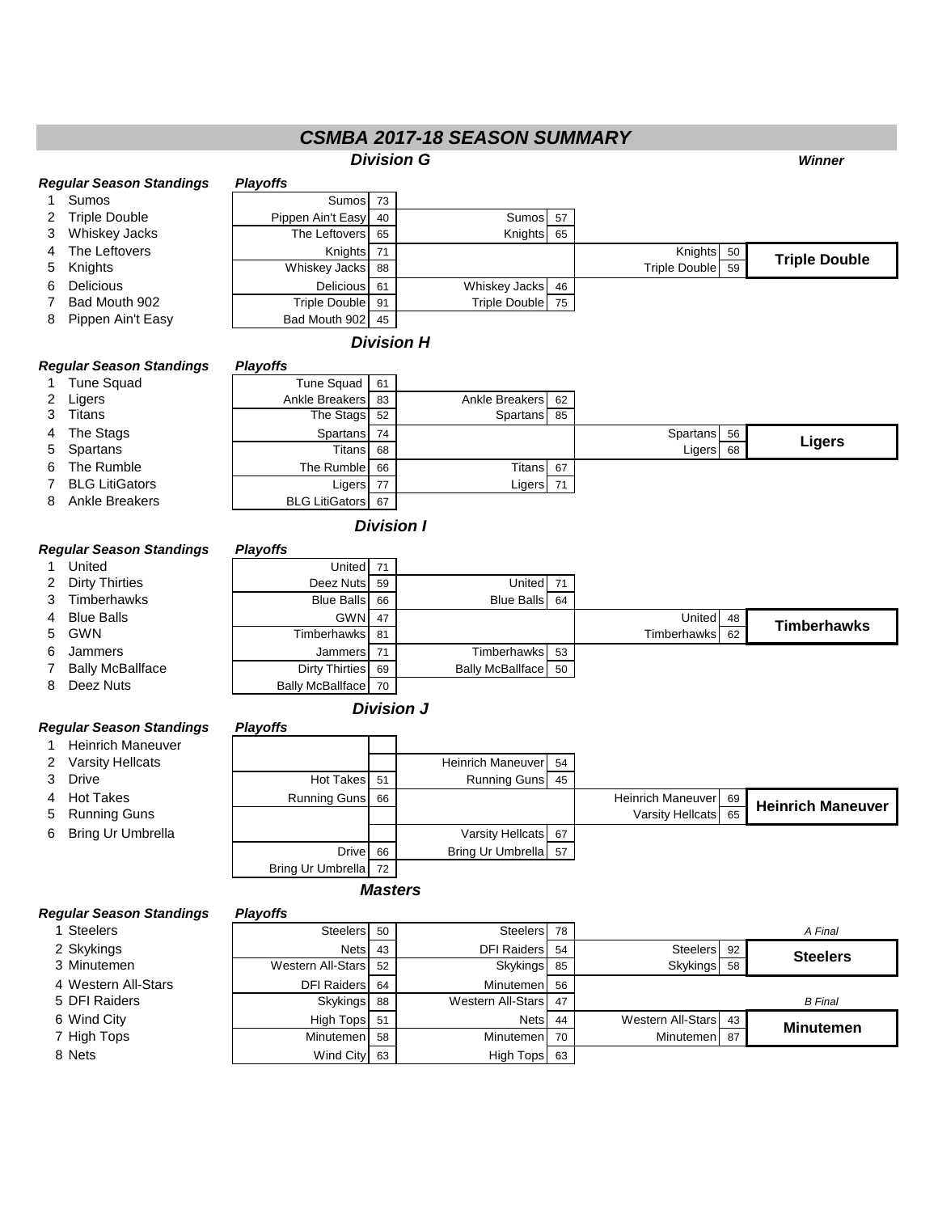# CSMBA 2017-18 SEASON SUMMARY

## Division G

**Winner:** Triple Double

### Regular Season Standings

1. Sumos
2. Triple Double
3. Whiskey Jacks
4. The Leftovers
5. Knights
6. Delicious
7. Bad Mouth 902
8. Pippen Ain't Easy

### Playoffs

| Round 1 | Score | Semifinal | Score | Final | Score |
|---|---|---|---|---|---|
| Sumos | 73 | Sumos | 57 | Knights | 50 |
| Pippen Ain't Easy | 40 | Knights | 65 | Triple Double | 59 |
| The Leftovers | 65 | Whiskey Jacks | 46 | | |
| Knights | 71 | Triple Double | 75 | | |
| Whiskey Jacks | 88 | | | | |
| Delicious | 61 | | | | |
| Triple Double | 91 | | | | |
| Bad Mouth 902 | 45 | | | | |

## Division H

**Winner:** Ligers

### Regular Season Standings

1. Tune Squad
2. Ligers
3. Titans
4. The Stags
5. Spartans
6. The Rumble
7. BLG LitiGators
8. Ankle Breakers

### Playoffs

| Round 1 | Score | Semifinal | Score | Final | Score |
|---|---|---|---|---|---|
| Tune Squad | 61 | Ankle Breakers | 62 | Spartans | 56 |
| Ankle Breakers | 83 | Spartans | 85 | Ligers | 68 |
| The Stags | 52 | Titans | 67 | | |
| Spartans | 74 | Ligers | 71 | | |
| Titans | 68 | | | | |
| The Rumble | 66 | | | | |
| Ligers | 77 | | | | |
| BLG LitiGators | 67 | | | | |

## Division I

**Winner:** Timberhawks

### Regular Season Standings

1. United
2. Dirty Thirties
3. Timberhawks
4. Blue Balls
5. GWN
6. Jammers
7. Bally McBallface
8. Deez Nuts

### Playoffs

| Round 1 | Score | Semifinal | Score | Final | Score |
|---|---|---|---|---|---|
| United | 71 | United | 71 | United | 48 |
| Deez Nuts | 59 | Blue Balls | 64 | Timberhawks | 62 |
| Blue Balls | 66 | Timberhawks | 53 | | |
| GWN | 47 | Bally McBallface | 50 | | |
| Timberhawks | 81 | | | | |
| Jammers | 71 | | | | |
| Dirty Thirties | 69 | | | | |
| Bally McBallface | 70 | | | | |

## Division J

**Winner:** Heinrich Maneuver

### Regular Season Standings

1. Heinrich Maneuver
2. Varsity Hellcats
3. Drive
4. Hot Takes
5. Running Guns
6. Bring Ur Umbrella

### Playoffs

| Round 1 | Score | Semifinal | Score | Final | Score |
|---|---|---|---|---|---|
| | | Heinrich Maneuver | 54 | Heinrich Maneuver | 69 |
| Hot Takes | 51 | Running Guns | 45 | Varsity Hellcats | 65 |
| Running Guns | 66 | Varsity Hellcats | 67 | | |
| Drive | 66 | Bring Ur Umbrella | 57 | | |
| Bring Ur Umbrella | 72 | | | | |

## Masters

### Regular Season Standings

1. Steelers
2. Skykings
3. Minutemen
4. Western All-Stars
5. DFI Raiders
6. Wind City
7. High Tops
8. Nets

### Playoffs

| Round 1 | Score | Round 2 | Score | Final | Score |
|---|---|---|---|---|---|
| Steelers | 50 | Steelers | 78 | *A Final* | |
| Nets | 43 | DFI Raiders | 54 | Steelers | 92 |
| Western All-Stars | 52 | Skykings | 85 | Skykings | 58 |
| DFI Raiders | 64 | Minutemen | 56 | | |
| Skykings | 88 | Western All-Stars | 47 | *B Final* | |
| High Tops | 51 | Nets | 44 | Western All-Stars | 43 |
| Minutemen | 58 | Minutemen | 70 | Minutemen | 87 |
| Wind City | 63 | High Tops | 63 | | |

**A Final Winner:** Steelers

**B Final Winner:** Minutemen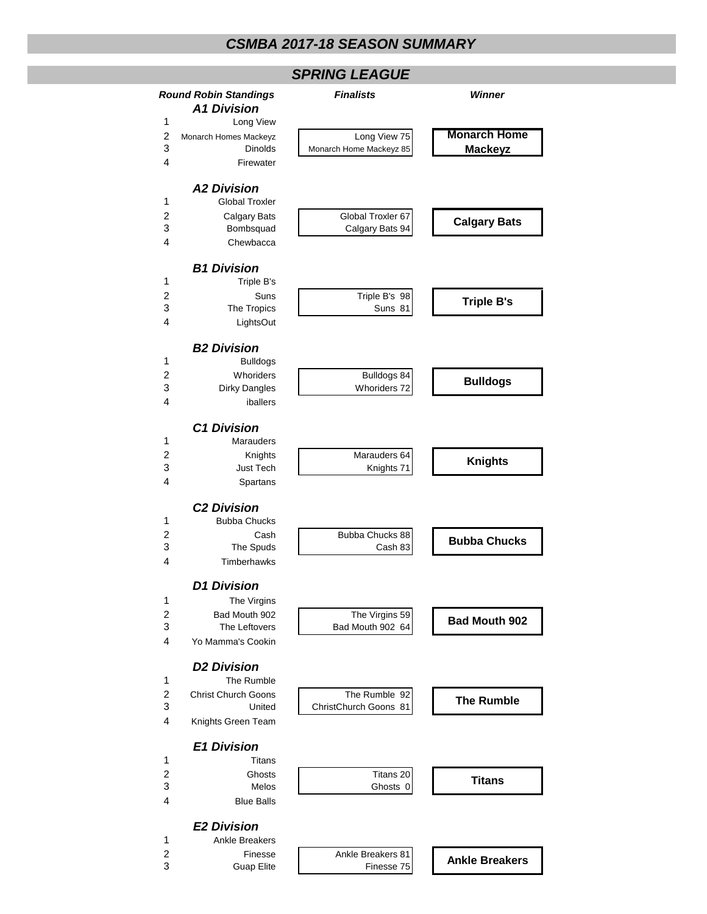# CSMBA 2017-18 SEASON SUMMARY

## SPRING LEAGUE

| Round Robin Standings | | Finalists | Winner |
|---|---|---|---|
| | ***A1 Division*** | | |
| 1 | Long View | | |
| 2 | Monarch Homes Mackeyz | Long View 75 | **Monarch Home Mackeyz** |
| 3 | Dinolds | Monarch Home Mackeyz 85 | |
| 4 | Firewater | | |
| | ***A2 Division*** | | |
| 1 | Global Troxler | | |
| 2 | Calgary Bats | Global Troxler 67 | **Calgary Bats** |
| 3 | Bombsquad | Calgary Bats 94 | |
| 4 | Chewbacca | | |
| | ***B1 Division*** | | |
| 1 | Triple B's | | |
| 2 | Suns | Triple B's 98 | **Triple B's** |
| 3 | The Tropics | Suns 81 | |
| 4 | LightsOut | | |
| | ***B2 Division*** | | |
| 1 | Bulldogs | | |
| 2 | Whoriders | Bulldogs 84 | **Bulldogs** |
| 3 | Dirky Dangles | Whoriders 72 | |
| 4 | iballers | | |
| | ***C1 Division*** | | |
| 1 | Marauders | | |
| 2 | Knights | Marauders 64 | **Knights** |
| 3 | Just Tech | Knights 71 | |
| 4 | Spartans | | |
| | ***C2 Division*** | | |
| 1 | Bubba Chucks | | |
| 2 | Cash | Bubba Chucks 88 | **Bubba Chucks** |
| 3 | The Spuds | Cash 83 | |
| 4 | Timberhawks | | |
| | ***D1 Division*** | | |
| 1 | The Virgins | | |
| 2 | Bad Mouth 902 | The Virgins 59 | **Bad Mouth 902** |
| 3 | The Leftovers | Bad Mouth 902 64 | |
| 4 | Yo Mamma's Cookin | | |
| | ***D2 Division*** | | |
| 1 | The Rumble | | |
| 2 | Christ Church Goons | The Rumble 92 | **The Rumble** |
| 3 | United | ChristChurch Goons 81 | |
| 4 | Knights Green Team | | |
| | ***E1 Division*** | | |
| 1 | Titans | | |
| 2 | Ghosts | Titans 20 | **Titans** |
| 3 | Melos | Ghosts 0 | |
| 4 | Blue Balls | | |
| | ***E2 Division*** | | |
| 1 | Ankle Breakers | | |
| 2 | Finesse | Ankle Breakers 81 | **Ankle Breakers** |
| 3 | Guap Elite | Finesse 75 | |